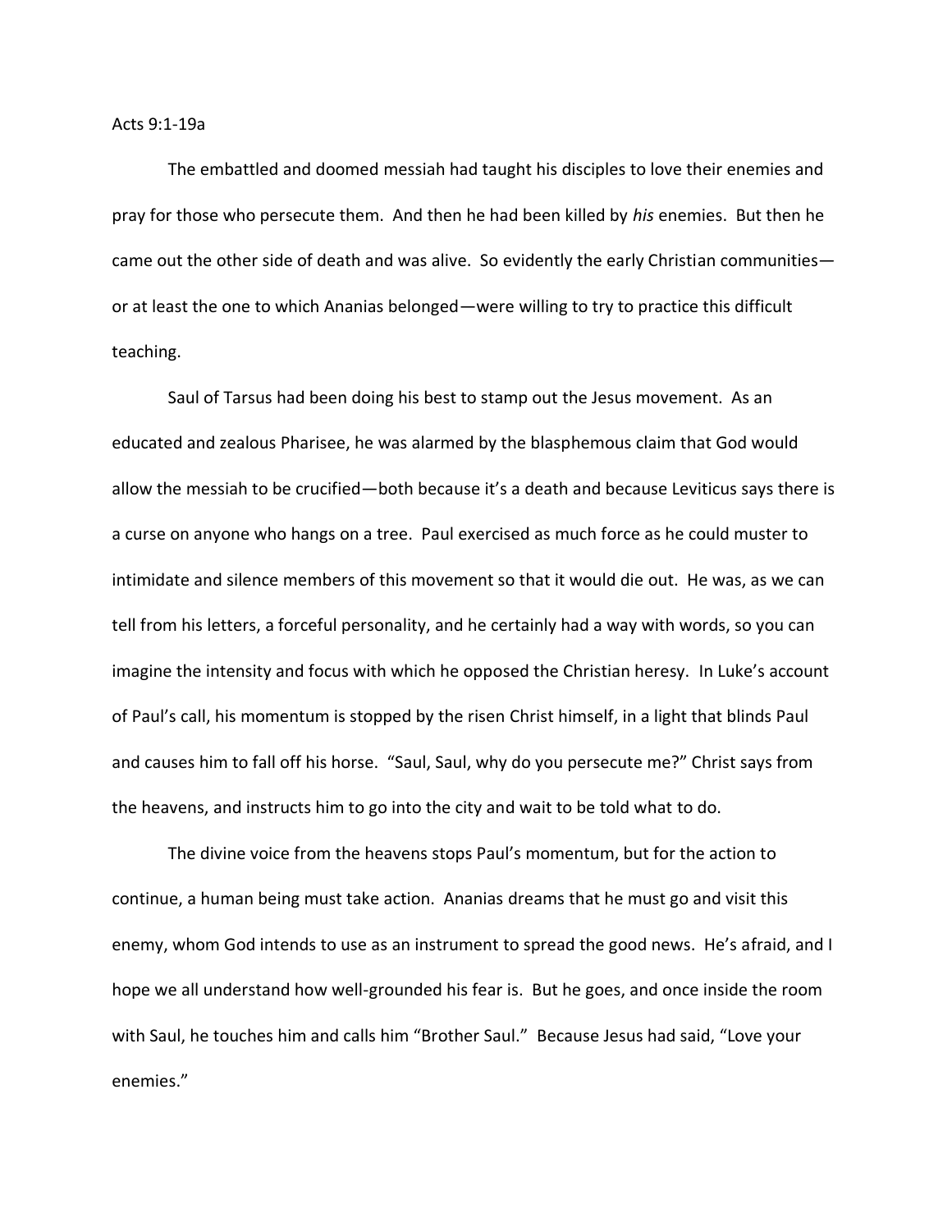Acts 9:1-19a

The embattled and doomed messiah had taught his disciples to love their enemies and pray for those who persecute them. And then he had been killed by *his* enemies. But then he came out the other side of death and was alive. So evidently the early Christian communities—or at least the one to which Ananias belonged—were willing to try to practice this difficult teaching.

Saul of Tarsus had been doing his best to stamp out the Jesus movement. As an educated and zealous Pharisee, he was alarmed by the blasphemous claim that God would allow the messiah to be crucified—both because it's a death and because Leviticus says there is a curse on anyone who hangs on a tree. Paul exercised as much force as he could muster to intimidate and silence members of this movement so that it would die out. He was, as we can tell from his letters, a forceful personality, and he certainly had a way with words, so you can imagine the intensity and focus with which he opposed the Christian heresy. In Luke's account of Paul's call, his momentum is stopped by the risen Christ himself, in a light that blinds Paul and causes him to fall off his horse. "Saul, Saul, why do you persecute me?" Christ says from the heavens, and instructs him to go into the city and wait to be told what to do.

The divine voice from the heavens stops Paul's momentum, but for the action to continue, a human being must take action. Ananias dreams that he must go and visit this enemy, whom God intends to use as an instrument to spread the good news. He's afraid, and I hope we all understand how well-grounded his fear is. But he goes, and once inside the room with Saul, he touches him and calls him "Brother Saul." Because Jesus had said, "Love your enemies."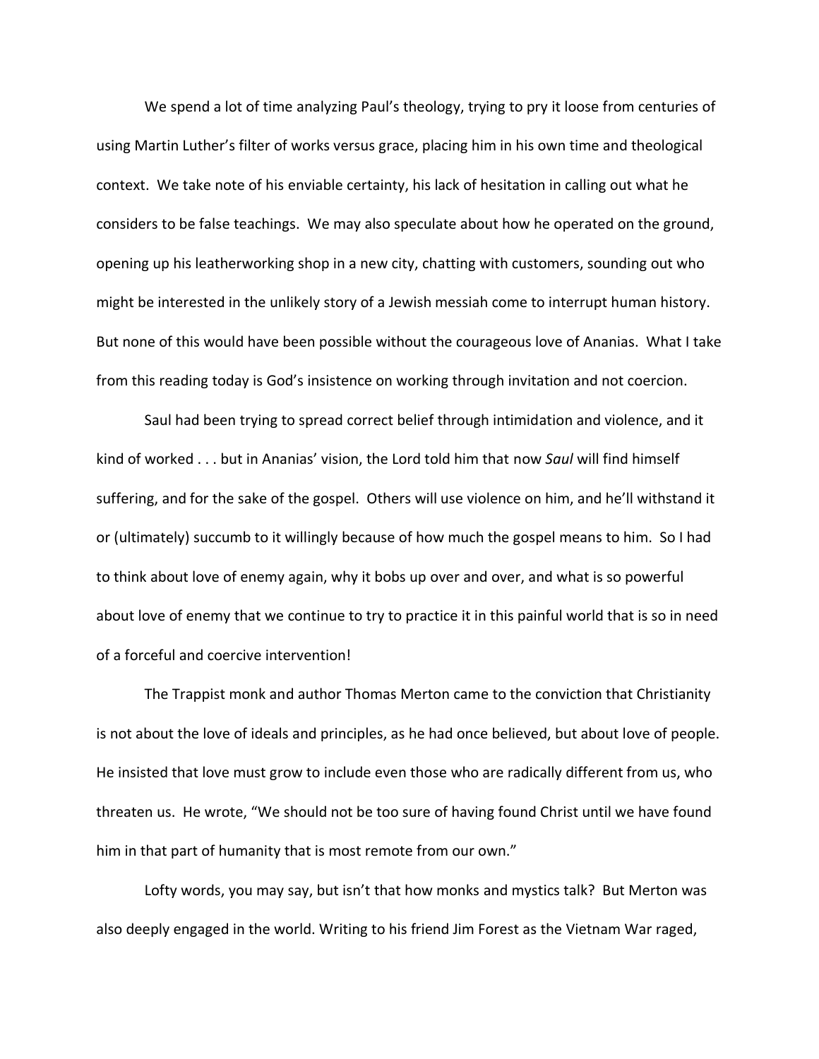We spend a lot of time analyzing Paul's theology, trying to pry it loose from centuries of using Martin Luther's filter of works versus grace, placing him in his own time and theological context. We take note of his enviable certainty, his lack of hesitation in calling out what he considers to be false teachings. We may also speculate about how he operated on the ground, opening up his leatherworking shop in a new city, chatting with customers, sounding out who might be interested in the unlikely story of a Jewish messiah come to interrupt human history. But none of this would have been possible without the courageous love of Ananias. What I take from this reading today is God's insistence on working through invitation and not coercion.

Saul had been trying to spread correct belief through intimidation and violence, and it kind of worked . . . but in Ananias' vision, the Lord told him that now *Saul* will find himself suffering, and for the sake of the gospel. Others will use violence on him, and he'll withstand it or (ultimately) succumb to it willingly because of how much the gospel means to him. So I had to think about love of enemy again, why it bobs up over and over, and what is so powerful about love of enemy that we continue to try to practice it in this painful world that is so in need of a forceful and coercive intervention!

The Trappist monk and author Thomas Merton came to the conviction that Christianity is not about the love of ideals and principles, as he had once believed, but about love of people. He insisted that love must grow to include even those who are radically different from us, who threaten us. He wrote, "We should not be too sure of having found Christ until we have found him in that part of humanity that is most remote from our own."

Lofty words, you may say, but isn't that how monks and mystics talk? But Merton was also deeply engaged in the world. Writing to his friend Jim Forest as the Vietnam War raged,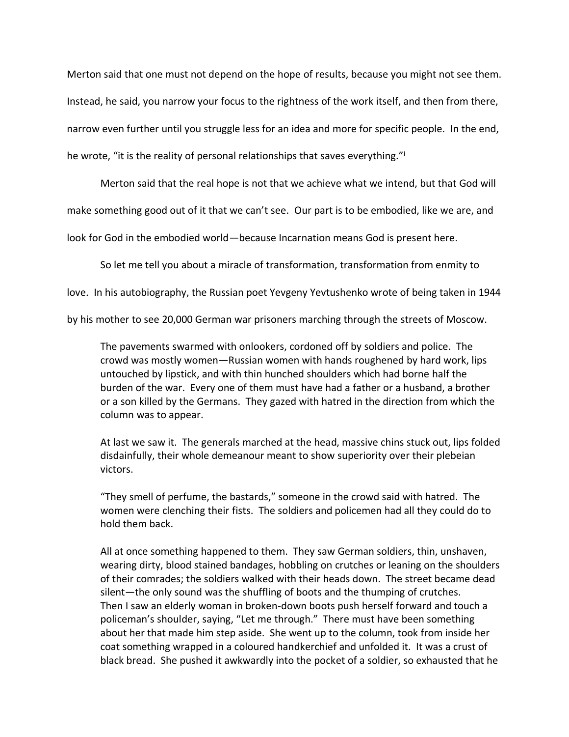Merton said that one must not depend on the hope of results, because you might not see them. Instead, he said, you narrow your focus to the rightness of the work itself, and then from there, narrow even further until you struggle less for an idea and more for specific people. In the end, he wrote, "it is the reality of personal relationships that saves everything."[i]

Merton said that the real hope is not that we achieve what we intend, but that God will make something good out of it that we can't see. Our part is to be embodied, like we are, and look for God in the embodied world—because Incarnation means God is present here.

So let me tell you about a miracle of transformation, transformation from enmity to love. In his autobiography, the Russian poet Yevgeny Yevtushenko wrote of being taken in 1944 by his mother to see 20,000 German war prisoners marching through the streets of Moscow.

> The pavements swarmed with onlookers, cordoned off by soldiers and police. The crowd was mostly women—Russian women with hands roughened by hard work, lips untouched by lipstick, and with thin hunched shoulders which had borne half the burden of the war. Every one of them must have had a father or a husband, a brother or a son killed by the Germans. They gazed with hatred in the direction from which the column was to appear.
>
> At last we saw it. The generals marched at the head, massive chins stuck out, lips folded disdainfully, their whole demeanour meant to show superiority over their plebeian victors.
>
> "They smell of perfume, the bastards," someone in the crowd said with hatred. The women were clenching their fists. The soldiers and policemen had all they could do to hold them back.
>
> All at once something happened to them. They saw German soldiers, thin, unshaven, wearing dirty, blood stained bandages, hobbling on crutches or leaning on the shoulders of their comrades; the soldiers walked with their heads down. The street became dead silent—the only sound was the shuffling of boots and the thumping of crutches.
> Then I saw an elderly woman in broken-down boots push herself forward and touch a policeman's shoulder, saying, "Let me through." There must have been something about her that made him step aside. She went up to the column, took from inside her coat something wrapped in a coloured handkerchief and unfolded it. It was a crust of black bread. She pushed it awkwardly into the pocket of a soldier, so exhausted that he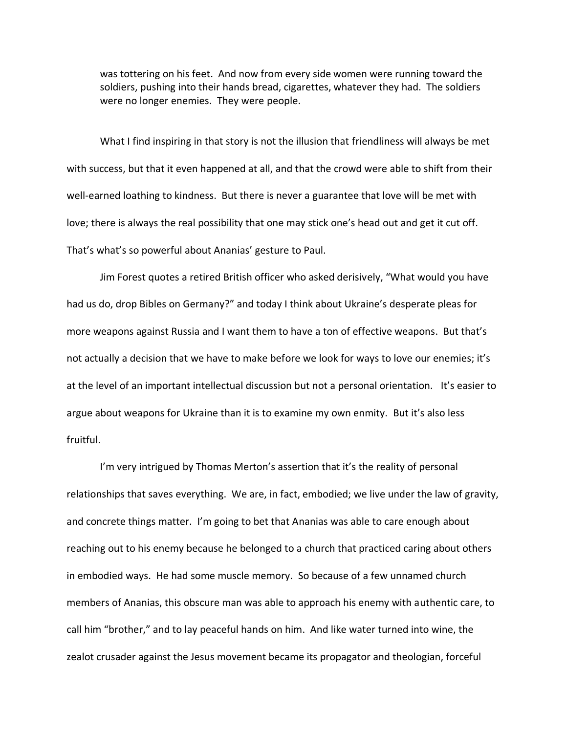> was tottering on his feet. And now from every side women were running toward the soldiers, pushing into their hands bread, cigarettes, whatever they had. The soldiers were no longer enemies. They were people.

What I find inspiring in that story is not the illusion that friendliness will always be met with success, but that it even happened at all, and that the crowd were able to shift from their well-earned loathing to kindness. But there is never a guarantee that love will be met with love; there is always the real possibility that one may stick one's head out and get it cut off. That's what's so powerful about Ananias' gesture to Paul.

Jim Forest quotes a retired British officer who asked derisively, "What would you have had us do, drop Bibles on Germany?" and today I think about Ukraine's desperate pleas for more weapons against Russia and I want them to have a ton of effective weapons. But that's not actually a decision that we have to make before we look for ways to love our enemies; it's at the level of an important intellectual discussion but not a personal orientation. It's easier to argue about weapons for Ukraine than it is to examine my own enmity. But it's also less fruitful.

I'm very intrigued by Thomas Merton's assertion that it's the reality of personal relationships that saves everything. We are, in fact, embodied; we live under the law of gravity, and concrete things matter. I'm going to bet that Ananias was able to care enough about reaching out to his enemy because he belonged to a church that practiced caring about others in embodied ways. He had some muscle memory. So because of a few unnamed church members of Ananias, this obscure man was able to approach his enemy with authentic care, to call him "brother," and to lay peaceful hands on him. And like water turned into wine, the zealot crusader against the Jesus movement became its propagator and theologian, forceful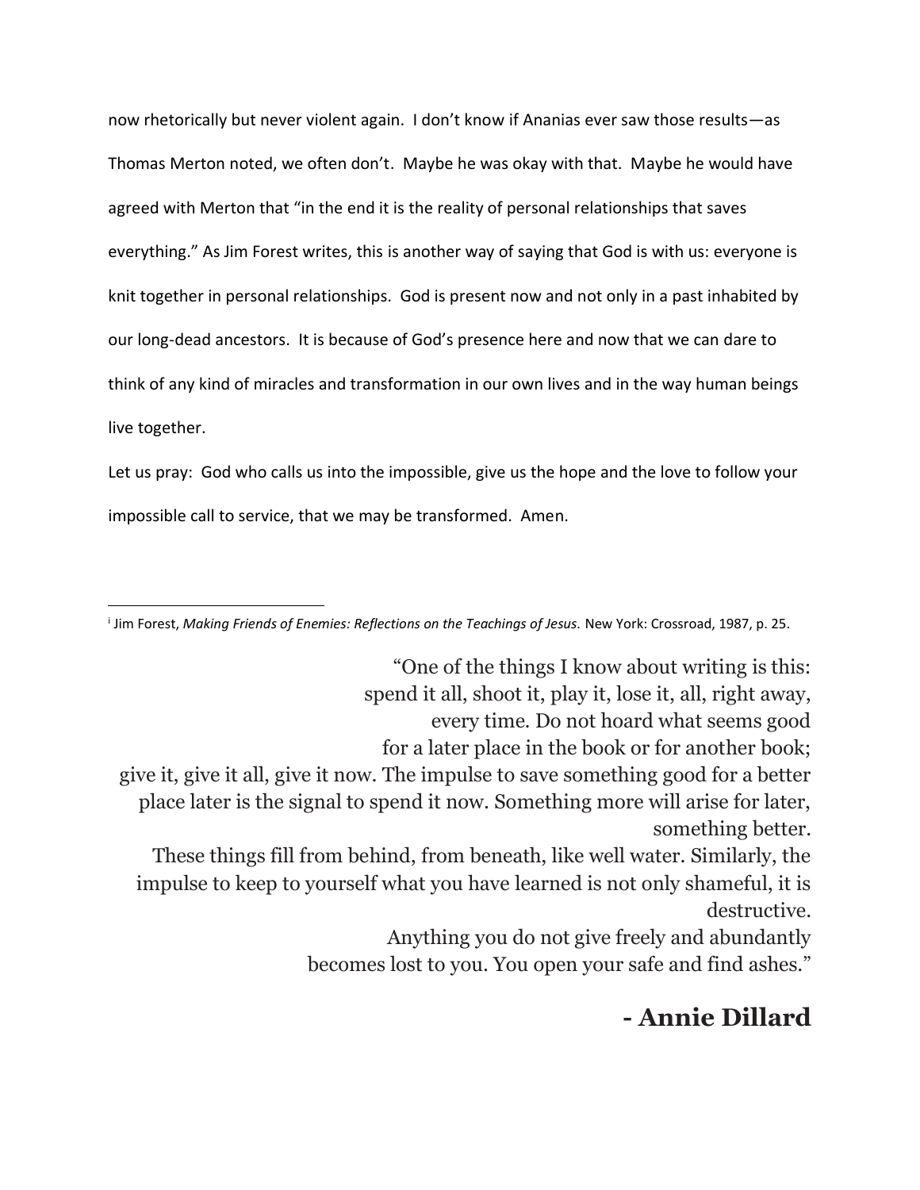now rhetorically but never violent again. I don't know if Ananias ever saw those results—as Thomas Merton noted, we often don't. Maybe he was okay with that. Maybe he would have agreed with Merton that "in the end it is the reality of personal relationships that saves everything." As Jim Forest writes, this is another way of saying that God is with us: everyone is knit together in personal relationships. God is present now and not only in a past inhabited by our long-dead ancestors. It is because of God's presence here and now that we can dare to think of any kind of miracles and transformation in our own lives and in the way human beings live together.

Let us pray: God who calls us into the impossible, give us the hope and the love to follow your impossible call to service, that we may be transformed. Amen.

---

[i] Jim Forest, *Making Friends of Enemies: Reflections on the Teachings of Jesus.* New York: Crossroad, 1987, p. 25.

"One of the things I know about writing is this:
spend it all, shoot it, play it, lose it, all, right away,
every time. Do not hoard what seems good
for a later place in the book or for another book;
give it, give it all, give it now. The impulse to save something good for a better place later is the signal to spend it now. Something more will arise for later, something better.
These things fill from behind, from beneath, like well water. Similarly, the impulse to keep to yourself what you have learned is not only shameful, it is destructive.
Anything you do not give freely and abundantly
becomes lost to you. You open your safe and find ashes."

## - Annie Dillard